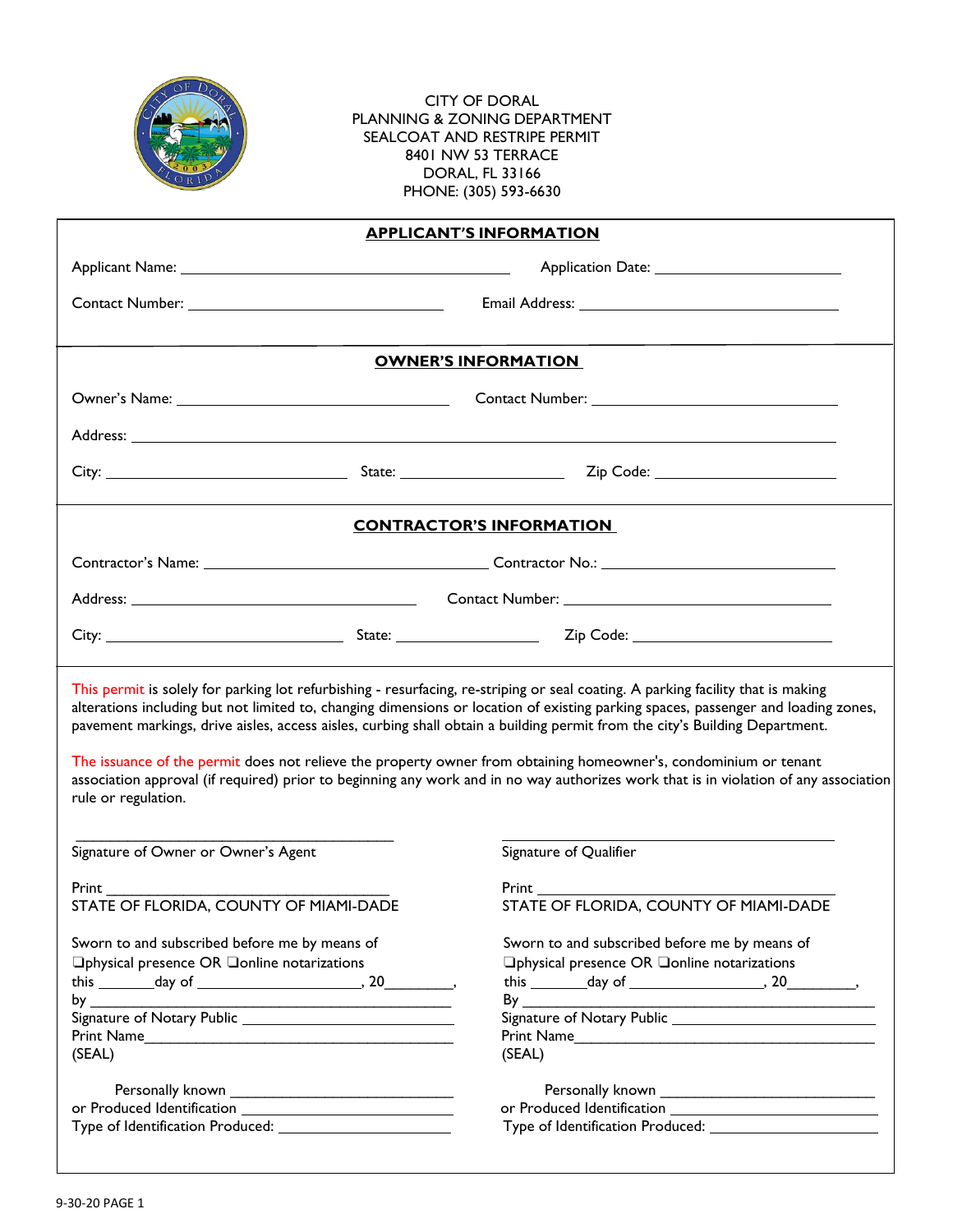CITY OF DORAL
PLANNING & ZONING DEPARTMENT
SEALCOAT AND RESTRIPE PERMIT
8401 NW 53 TERRACE
DORAL, FL 33166
PHONE: (305) 593-6630

## APPLICANT'S INFORMATION

Applicant Name: ______________________________ Application Date: ____________________

Contact Number: ____________________________ Email Address: ____________________________

## OWNER'S INFORMATION

Owner's Name: ____________________________ Contact Number: ____________________________

Address: ____________________________________________________________________

City: ________________________ State: __________________ Zip Code: ____________________

## CONTRACTOR'S INFORMATION

Contractor's Name: ____________________________ Contractor No.: ________________________

Address: ____________________________ Contact Number: ____________________________

City: ________________________ State: __________________ Zip Code: ____________________

This permit is solely for parking lot refurbishing - resurfacing, re-striping or seal coating. A parking facility that is making alterations including but not limited to, changing dimensions or location of existing parking spaces, passenger and loading zones, pavement markings, drive aisles, access aisles, curbing shall obtain a building permit from the city's Building Department.

The issuance of the permit does not relieve the property owner from obtaining homeowner's, condominium or tenant association approval (if required) prior to beginning any work and in no way authorizes work that is in violation of any association rule or regulation.

______________________________
Signature of Owner or Owner's Agent

Print ______________________________
STATE OF FLORIDA, COUNTY OF MIAMI-DADE

Sworn to and subscribed before me by means of
❑physical presence OR ❑online notarizations
this _______day of ____________________, 20________,
by ____________________________________________
Signature of Notary Public ________________________
Print Name_____________________________________
(SEAL)

Personally known ________________________
or Produced Identification ________________________
Type of Identification Produced: ____________________

______________________________
Signature of Qualifier

Print ______________________________
STATE OF FLORIDA, COUNTY OF MIAMI-DADE

Sworn to and subscribed before me by means of
❑physical presence OR ❑online notarizations
this _______day of ________________, 20________,
By ____________________________________________
Signature of Notary Public ________________________
Print Name_____________________________________
(SEAL)

Personally known ________________________
or Produced Identification ________________________
Type of Identification Produced: ____________________

9-30-20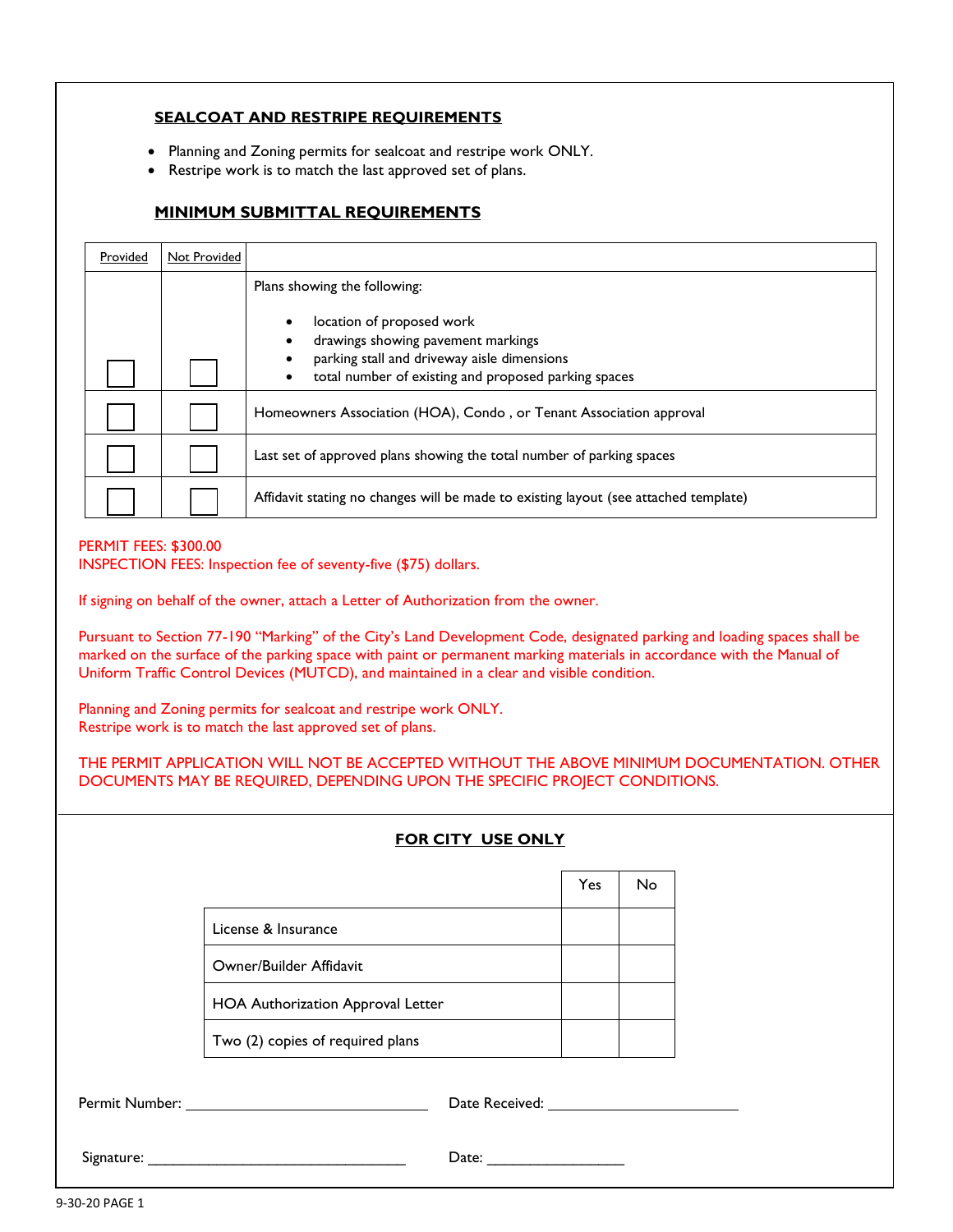## SEALCOAT AND RESTRIPE REQUIREMENTS

- Planning and Zoning permits for sealcoat and restripe work ONLY.
- Restripe work is to match the last approved set of plans.

## MINIMUM SUBMITTAL REQUIREMENTS

| Provided | Not Provided | |
|---|---|---|
| ☐ | ☐ | Plans showing the following:<br>• location of proposed work<br>• drawings showing pavement markings<br>• parking stall and driveway aisle dimensions<br>• total number of existing and proposed parking spaces |
| ☐ | ☐ | Homeowners Association (HOA), Condo , or Tenant Association approval |
| ☐ | ☐ | Last set of approved plans showing the total number of parking spaces |
| ☐ | ☐ | Affidavit stating no changes will be made to existing layout (see attached template) |

PERMIT FEES: $300.00
INSPECTION FEES: Inspection fee of seventy-five ($75) dollars.

If signing on behalf of the owner, attach a Letter of Authorization from the owner.

Pursuant to Section 77-190 "Marking" of the City's Land Development Code, designated parking and loading spaces shall be marked on the surface of the parking space with paint or permanent marking materials in accordance with the Manual of Uniform Traffic Control Devices (MUTCD), and maintained in a clear and visible condition.

Planning and Zoning permits for sealcoat and restripe work ONLY.
Restripe work is to match the last approved set of plans.

THE PERMIT APPLICATION WILL NOT BE ACCEPTED WITHOUT THE ABOVE MINIMUM DOCUMENTATION. OTHER DOCUMENTS MAY BE REQUIRED, DEPENDING UPON THE SPECIFIC PROJECT CONDITIONS.

## FOR CITY USE ONLY

| | Yes | No |
|---|---|---|
| License & Insurance | | |
| Owner/Builder Affidavit | | |
| HOA Authorization Approval Letter | | |
| Two (2) copies of required plans | | |

Permit Number: ______________________ Date Received: ______________________

Signature: ______________________ Date: ______________________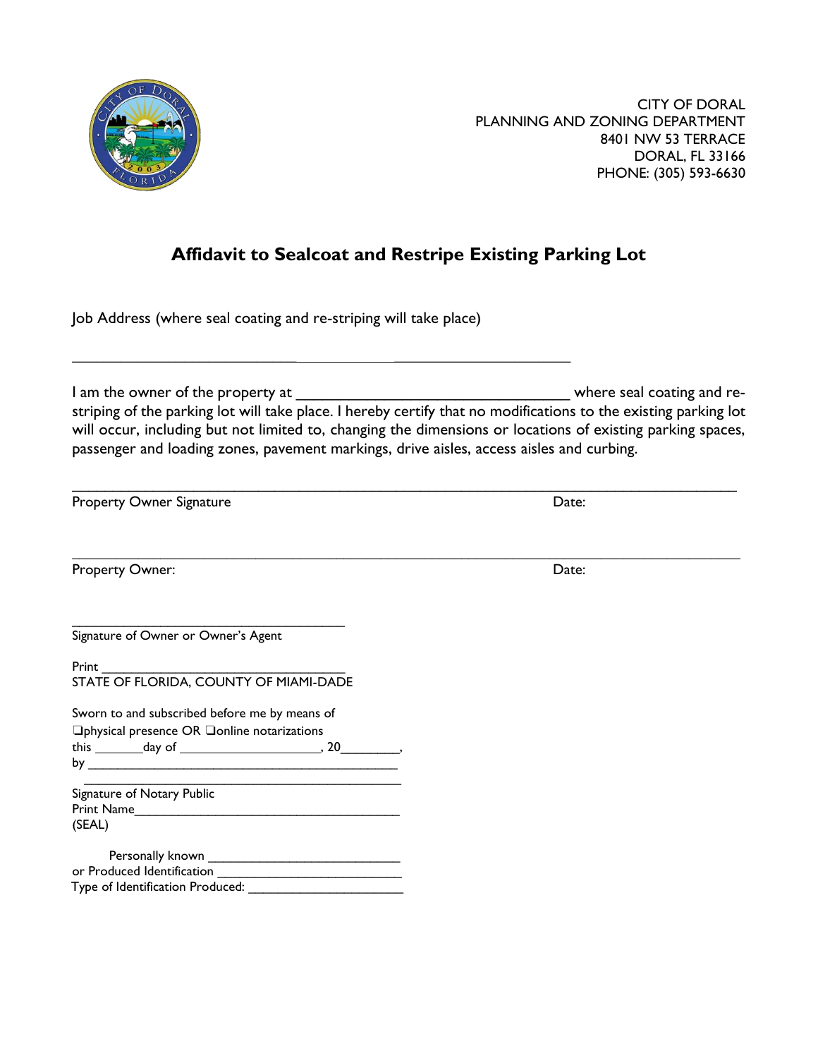CITY OF DORAL
PLANNING AND ZONING DEPARTMENT
8401 NW 53 TERRACE
DORAL, FL 33166
PHONE: (305) 593-6630

## Affidavit to Sealcoat and Restripe Existing Parking Lot

Job Address (where seal coating and re-striping will take place)

______________________________________________________________

I am the owner of the property at ________________________________ where seal coating and re-striping of the parking lot will take place. I hereby certify that no modifications to the existing parking lot will occur, including but not limited to, changing the dimensions or locations of existing parking spaces, passenger and loading zones, pavement markings, drive aisles, access aisles and curbing.

______________________________________________________________________________

Property Owner Signature                                                                 Date:

______________________________________________________________________________

Property Owner:                                                                                 Date:

___________________________________
Signature of Owner or Owner's Agent

Print ________________________________
STATE OF FLORIDA, COUNTY OF MIAMI-DADE

Sworn to and subscribed before me by means of
❑physical presence OR ❑online notarizations
this _______day of ____________________, 20________,
by ___________________________________________

___________________________________________
Signature of Notary Public
Print Name______________________________________
(SEAL)

Personally known ___________________________
or Produced Identification _________________________
Type of Identification Produced: _____________________